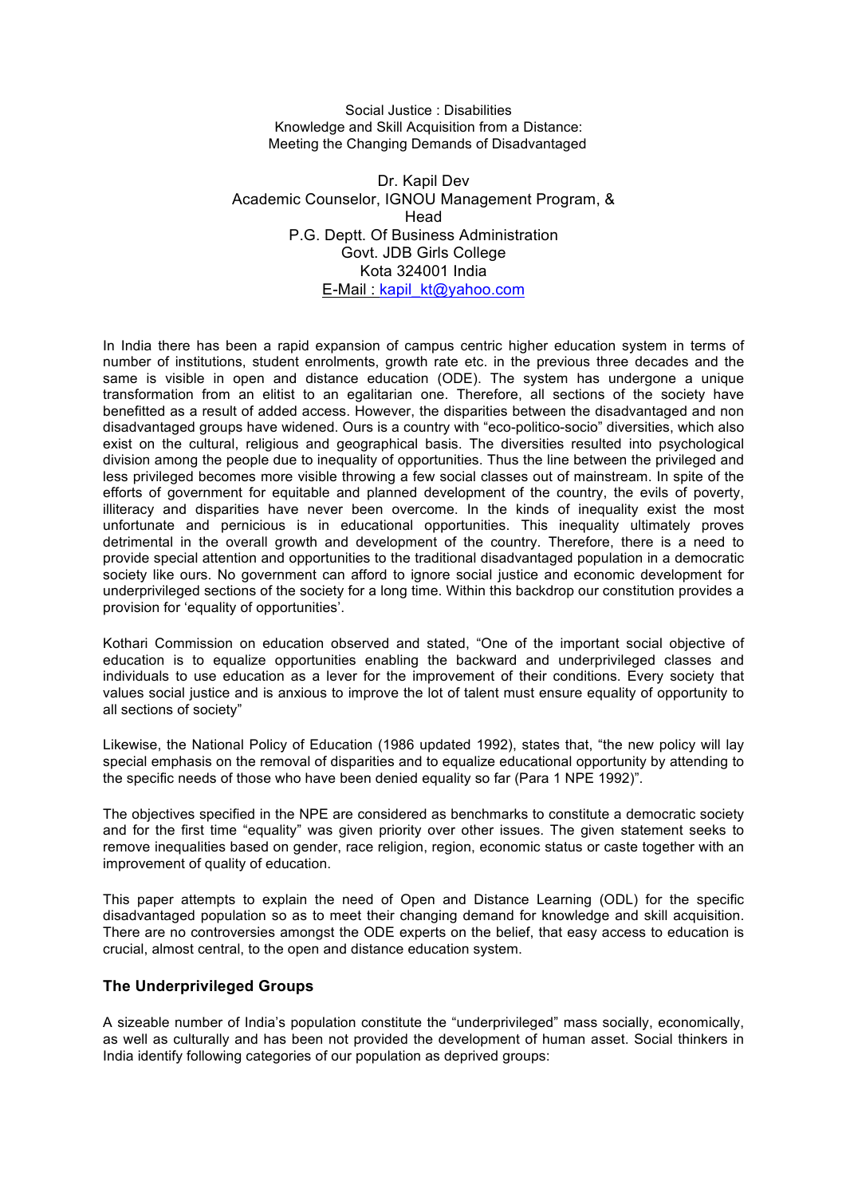# Social Justice : Disabilities
## Knowledge and Skill Acquisition from a Distance: Meeting the Changing Demands of Disadvantaged

Dr. Kapil Dev
Academic Counselor, IGNOU Management Program, &
Head
P.G. Deptt. Of Business Administration
Govt. JDB Girls College
Kota 324001 India
E-Mail : kapil_kt@yahoo.com

In India there has been a rapid expansion of campus centric higher education system in terms of number of institutions, student enrolments, growth rate etc. in the previous three decades and the same is visible in open and distance education (ODE). The system has undergone a unique transformation from an elitist to an egalitarian one. Therefore, all sections of the society have benefitted as a result of added access. However, the disparities between the disadvantaged and non disadvantaged groups have widened. Ours is a country with "eco-politico-socio" diversities, which also exist on the cultural, religious and geographical basis. The diversities resulted into psychological division among the people due to inequality of opportunities. Thus the line between the privileged and less privileged becomes more visible throwing a few social classes out of mainstream. In spite of the efforts of government for equitable and planned development of the country, the evils of poverty, illiteracy and disparities have never been overcome. In the kinds of inequality exist the most unfortunate and pernicious is in educational opportunities. This inequality ultimately proves detrimental in the overall growth and development of the country. Therefore, there is a need to provide special attention and opportunities to the traditional disadvantaged population in a democratic society like ours. No government can afford to ignore social justice and economic development for underprivileged sections of the society for a long time. Within this backdrop our constitution provides a provision for 'equality of opportunities'.

Kothari Commission on education observed and stated, "One of the important social objective of education is to equalize opportunities enabling the backward and underprivileged classes and individuals to use education as a lever for the improvement of their conditions. Every society that values social justice and is anxious to improve the lot of talent must ensure equality of opportunity to all sections of society"

Likewise, the National Policy of Education (1986 updated 1992), states that, "the new policy will lay special emphasis on the removal of disparities and to equalize educational opportunity by attending to the specific needs of those who have been denied equality so far (Para 1 NPE 1992)".

The objectives specified in the NPE are considered as benchmarks to constitute a democratic society and for the first time "equality" was given priority over other issues. The given statement seeks to remove inequalities based on gender, race religion, region, economic status or caste together with an improvement of quality of education.

This paper attempts to explain the need of Open and Distance Learning (ODL) for the specific disadvantaged population so as to meet their changing demand for knowledge and skill acquisition. There are no controversies amongst the ODE experts on the belief, that easy access to education is crucial, almost central, to the open and distance education system.

### The Underprivileged Groups

A sizeable number of India's population constitute the "underprivileged" mass socially, economically, as well as culturally and has been not provided the development of human asset. Social thinkers in India identify following categories of our population as deprived groups: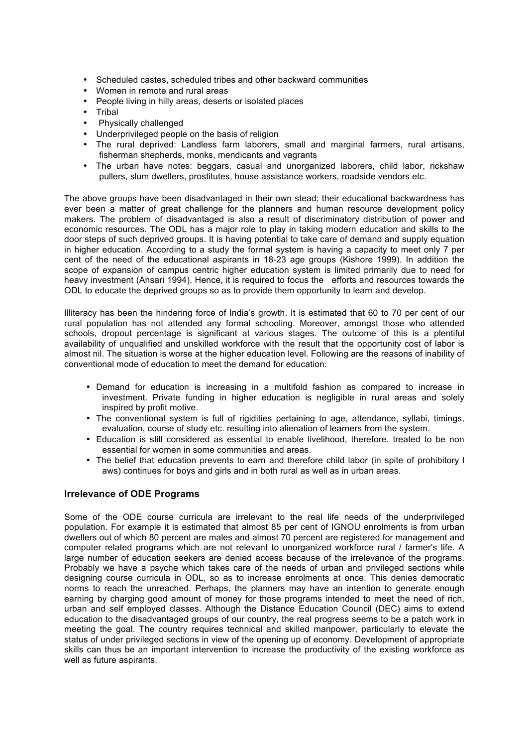- Scheduled castes, scheduled tribes and other backward communities
- Women in remote and rural areas
- People living in hilly areas, deserts or isolated places
- Tribal
- Physically challenged
- Underprivileged people on the basis of religion
- The rural deprived: Landless farm laborers, small and marginal farmers, rural artisans, fisherman shepherds, monks, mendicants and vagrants
- The urban have notes: beggars, casual and unorganized laborers, child labor, rickshaw pullers, slum dwellers, prostitutes, house assistance workers, roadside vendors etc.

The above groups have been disadvantaged in their own stead; their educational backwardness has ever been a matter of great challenge for the planners and human resource development policy makers. The problem of disadvantaged is also a result of discriminatory distribution of power and economic resources. The ODL has a major role to play in taking modern education and skills to the door steps of such deprived groups. It is having potential to take care of demand and supply equation in higher education. According to a study the formal system is having a capacity to meet only 7 per cent of the need of the educational aspirants in 18-23 age groups (Kishore 1999). In addition the scope of expansion of campus centric higher education system is limited primarily due to need for heavy investment (Ansari 1994). Hence, it is required to focus the efforts and resources towards the ODL to educate the deprived groups so as to provide them opportunity to learn and develop.

Illiteracy has been the hindering force of India's growth. It is estimated that 60 to 70 per cent of our rural population has not attended any formal schooling. Moreover, amongst those who attended schools, dropout percentage is significant at various stages. The outcome of this is a plentiful availability of unqualified and unskilled workforce with the result that the opportunity cost of labor is almost nil. The situation is worse at the higher education level. Following are the reasons of inability of conventional mode of education to meet the demand for education:

- Demand for education is increasing in a multifold fashion as compared to increase in investment. Private funding in higher education is negligible in rural areas and solely inspired by profit motive.
- The conventional system is full of rigidities pertaining to age, attendance, syllabi, timings, evaluation, course of study etc. resulting into alienation of learners from the system.
- Education is still considered as essential to enable livelihood, therefore, treated to be non essential for women in some communities and areas.
- The belief that education prevents to earn and therefore child labor (in spite of prohibitory l aws) continues for boys and girls and in both rural as well as in urban areas.

### Irrelevance of ODE Programs

Some of the ODE course curricula are irrelevant to the real life needs of the underprivileged population. For example it is estimated that almost 85 per cent of IGNOU enrolments is from urban dwellers out of which 80 percent are males and almost 70 percent are registered for management and computer related programs which are not relevant to unorganized workforce rural / farmer's life. A large number of education seekers are denied access because of the irrelevance of the programs. Probably we have a psyche which takes care of the needs of urban and privileged sections while designing course curricula in ODL, so as to increase enrolments at once. This denies democratic norms to reach the unreached. Perhaps, the planners may have an intention to generate enough earning by charging good amount of money for those programs intended to meet the need of rich, urban and self employed classes. Although the Distance Education Council (DEC) aims to extend education to the disadvantaged groups of our country, the real progress seems to be a patch work in meeting the goal. The country requires technical and skilled manpower, particularly to elevate the status of under privileged sections in view of the opening up of economy. Development of appropriate skills can thus be an important intervention to increase the productivity of the existing workforce as well as future aspirants.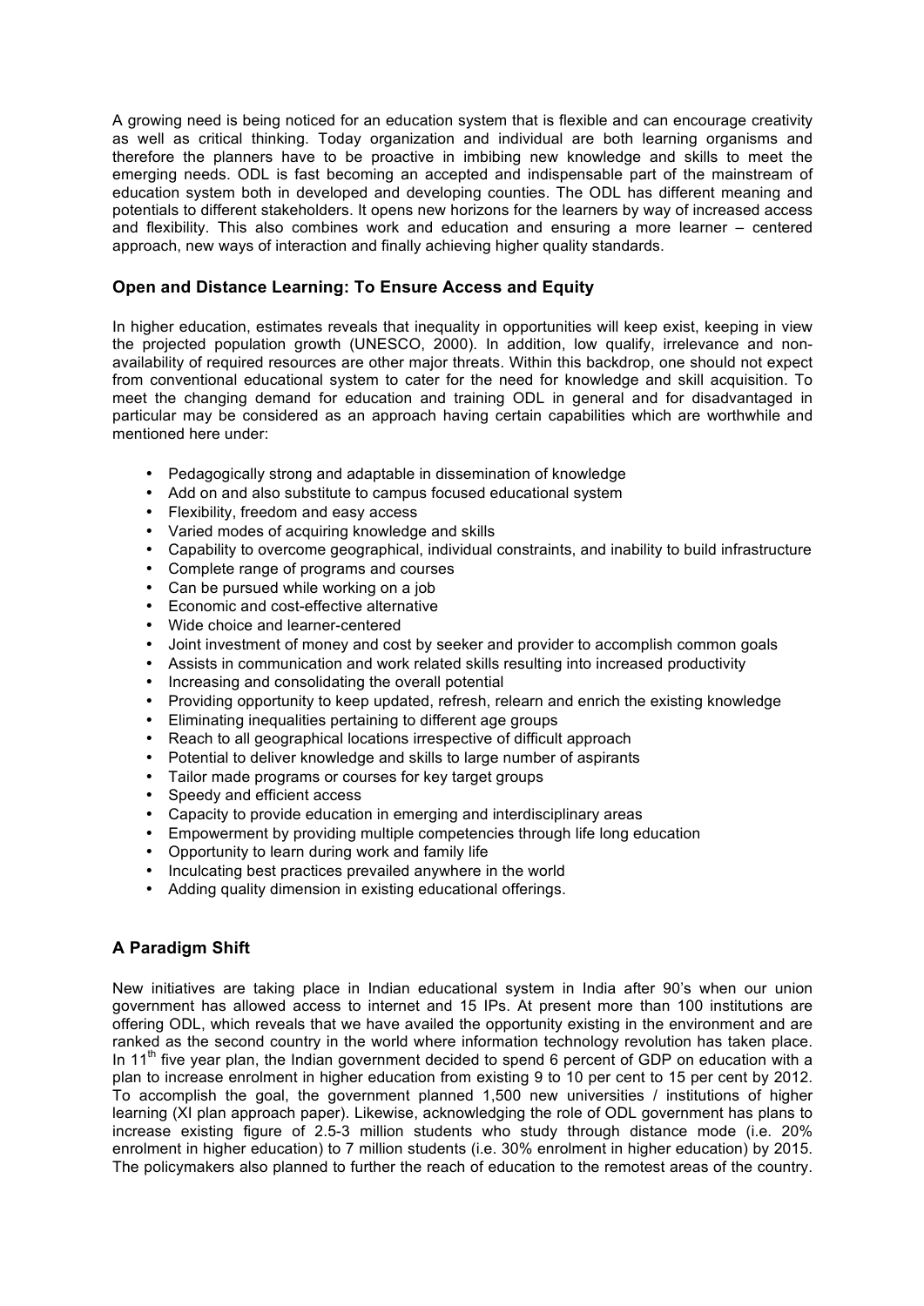A growing need is being noticed for an education system that is flexible and can encourage creativity as well as critical thinking. Today organization and individual are both learning organisms and therefore the planners have to be proactive in imbibing new knowledge and skills to meet the emerging needs. ODL is fast becoming an accepted and indispensable part of the mainstream of education system both in developed and developing counties. The ODL has different meaning and potentials to different stakeholders. It opens new horizons for the learners by way of increased access and flexibility. This also combines work and education and ensuring a more learner – centered approach, new ways of interaction and finally achieving higher quality standards.

## Open and Distance Learning: To Ensure Access and Equity

In higher education, estimates reveals that inequality in opportunities will keep exist, keeping in view the projected population growth (UNESCO, 2000). In addition, low qualify, irrelevance and non-availability of required resources are other major threats. Within this backdrop, one should not expect from conventional educational system to cater for the need for knowledge and skill acquisition. To meet the changing demand for education and training ODL in general and for disadvantaged in particular may be considered as an approach having certain capabilities which are worthwhile and mentioned here under:

- Pedagogically strong and adaptable in dissemination of knowledge
- Add on and also substitute to campus focused educational system
- Flexibility, freedom and easy access
- Varied modes of acquiring knowledge and skills
- Capability to overcome geographical, individual constraints, and inability to build infrastructure
- Complete range of programs and courses
- Can be pursued while working on a job
- Economic and cost-effective alternative
- Wide choice and learner-centered
- Joint investment of money and cost by seeker and provider to accomplish common goals
- Assists in communication and work related skills resulting into increased productivity
- Increasing and consolidating the overall potential
- Providing opportunity to keep updated, refresh, relearn and enrich the existing knowledge
- Eliminating inequalities pertaining to different age groups
- Reach to all geographical locations irrespective of difficult approach
- Potential to deliver knowledge and skills to large number of aspirants
- Tailor made programs or courses for key target groups
- Speedy and efficient access
- Capacity to provide education in emerging and interdisciplinary areas
- Empowerment by providing multiple competencies through life long education
- Opportunity to learn during work and family life
- Inculcating best practices prevailed anywhere in the world
- Adding quality dimension in existing educational offerings.

## A Paradigm Shift

New initiatives are taking place in Indian educational system in India after 90's when our union government has allowed access to internet and 15 IPs. At present more than 100 institutions are offering ODL, which reveals that we have availed the opportunity existing in the environment and are ranked as the second country in the world where information technology revolution has taken place. In 11th five year plan, the Indian government decided to spend 6 percent of GDP on education with a plan to increase enrolment in higher education from existing 9 to 10 per cent to 15 per cent by 2012. To accomplish the goal, the government planned 1,500 new universities / institutions of higher learning (XI plan approach paper). Likewise, acknowledging the role of ODL government has plans to increase existing figure of 2.5-3 million students who study through distance mode (i.e. 20% enrolment in higher education) to 7 million students (i.e. 30% enrolment in higher education) by 2015. The policymakers also planned to further the reach of education to the remotest areas of the country.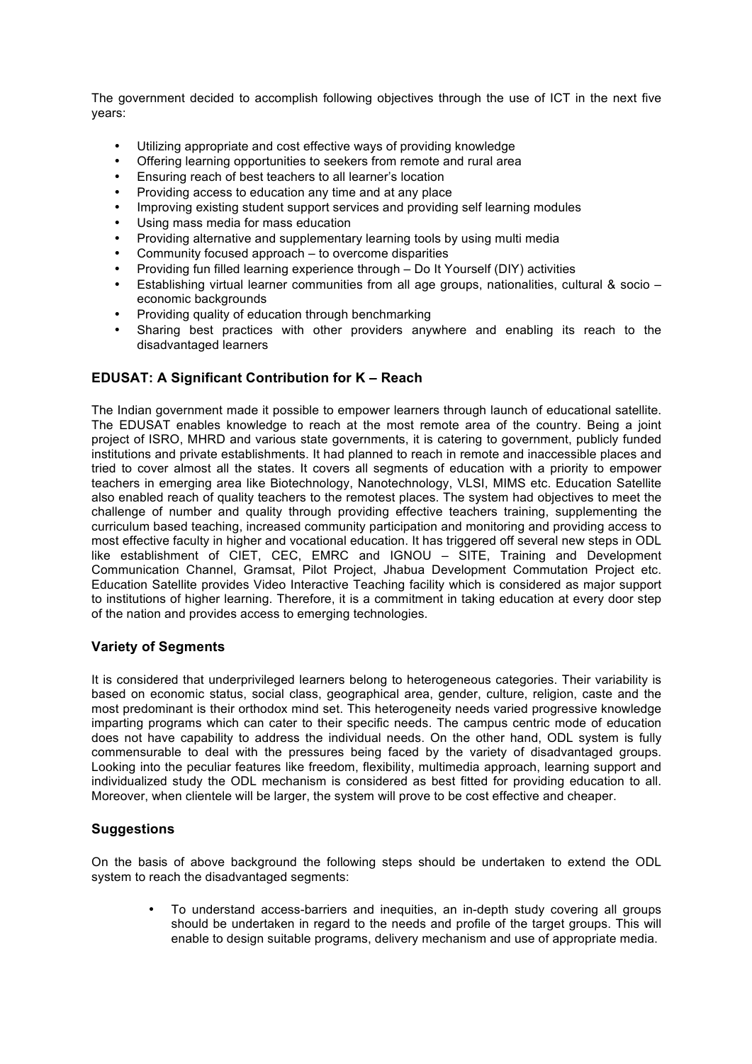The government decided to accomplish following objectives through the use of ICT in the next five years:

- Utilizing appropriate and cost effective ways of providing knowledge
- Offering learning opportunities to seekers from remote and rural area
- Ensuring reach of best teachers to all learner's location
- Providing access to education any time and at any place
- Improving existing student support services and providing self learning modules
- Using mass media for mass education
- Providing alternative and supplementary learning tools by using multi media
- Community focused approach – to overcome disparities
- Providing fun filled learning experience through – Do It Yourself (DIY) activities
- Establishing virtual learner communities from all age groups, nationalities, cultural & socio – economic backgrounds
- Providing quality of education through benchmarking
- Sharing best practices with other providers anywhere and enabling its reach to the disadvantaged learners

## EDUSAT: A Significant Contribution for K – Reach

The Indian government made it possible to empower learners through launch of educational satellite. The EDUSAT enables knowledge to reach at the most remote area of the country. Being a joint project of ISRO, MHRD and various state governments, it is catering to government, publicly funded institutions and private establishments. It had planned to reach in remote and inaccessible places and tried to cover almost all the states. It covers all segments of education with a priority to empower teachers in emerging area like Biotechnology, Nanotechnology, VLSI, MIMS etc. Education Satellite also enabled reach of quality teachers to the remotest places. The system had objectives to meet the challenge of number and quality through providing effective teachers training, supplementing the curriculum based teaching, increased community participation and monitoring and providing access to most effective faculty in higher and vocational education. It has triggered off several new steps in ODL like establishment of CIET, CEC, EMRC and IGNOU – SITE, Training and Development Communication Channel, Gramsat, Pilot Project, Jhabua Development Commutation Project etc. Education Satellite provides Video Interactive Teaching facility which is considered as major support to institutions of higher learning. Therefore, it is a commitment in taking education at every door step of the nation and provides access to emerging technologies.

## Variety of Segments

It is considered that underprivileged learners belong to heterogeneous categories. Their variability is based on economic status, social class, geographical area, gender, culture, religion, caste and the most predominant is their orthodox mind set. This heterogeneity needs varied progressive knowledge imparting programs which can cater to their specific needs. The campus centric mode of education does not have capability to address the individual needs. On the other hand, ODL system is fully commensurable to deal with the pressures being faced by the variety of disadvantaged groups. Looking into the peculiar features like freedom, flexibility, multimedia approach, learning support and individualized study the ODL mechanism is considered as best fitted for providing education to all. Moreover, when clientele will be larger, the system will prove to be cost effective and cheaper.

## Suggestions

On the basis of above background the following steps should be undertaken to extend the ODL system to reach the disadvantaged segments:

- To understand access-barriers and inequities, an in-depth study covering all groups should be undertaken in regard to the needs and profile of the target groups. This will enable to design suitable programs, delivery mechanism and use of appropriate media.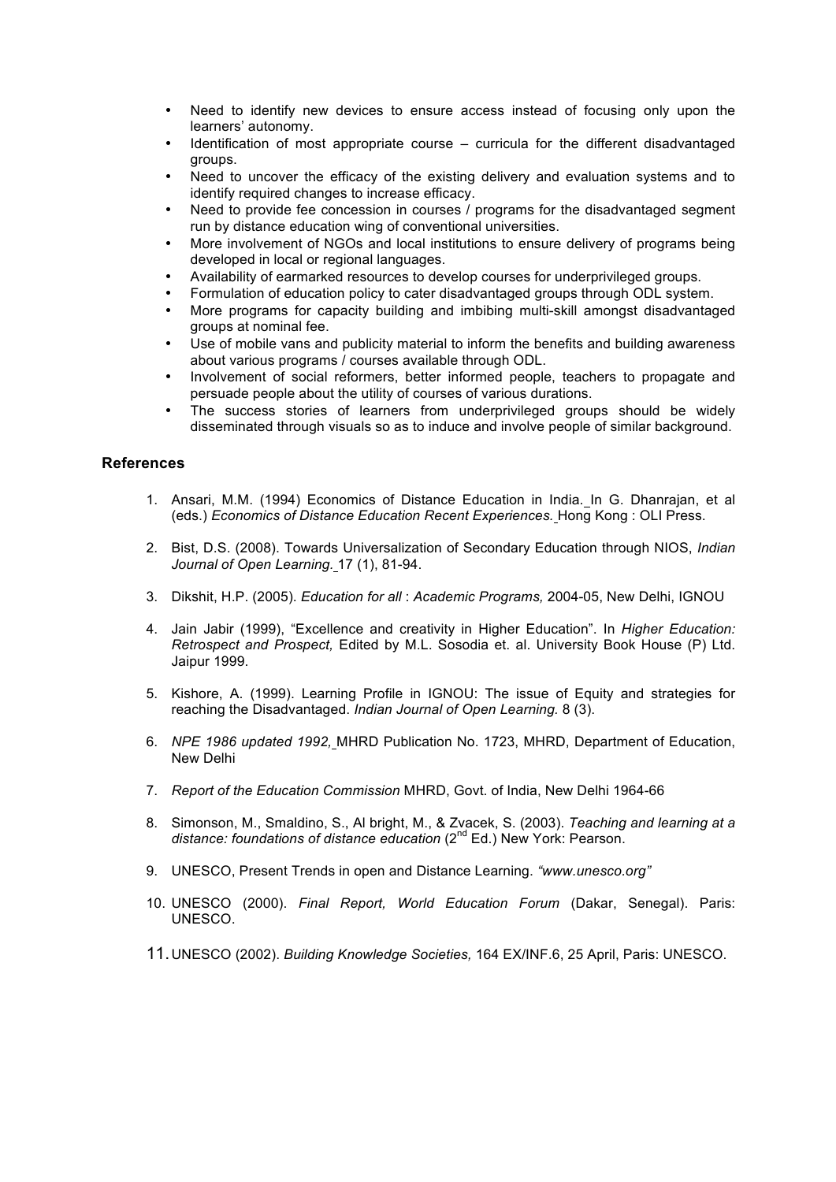- Need to identify new devices to ensure access instead of focusing only upon the learners' autonomy.
- Identification of most appropriate course – curricula for the different disadvantaged groups.
- Need to uncover the efficacy of the existing delivery and evaluation systems and to identify required changes to increase efficacy.
- Need to provide fee concession in courses / programs for the disadvantaged segment run by distance education wing of conventional universities.
- More involvement of NGOs and local institutions to ensure delivery of programs being developed in local or regional languages.
- Availability of earmarked resources to develop courses for underprivileged groups.
- Formulation of education policy to cater disadvantaged groups through ODL system.
- More programs for capacity building and imbibing multi-skill amongst disadvantaged groups at nominal fee.
- Use of mobile vans and publicity material to inform the benefits and building awareness about various programs / courses available through ODL.
- Involvement of social reformers, better informed people, teachers to propagate and persuade people about the utility of courses of various durations.
- The success stories of learners from underprivileged groups should be widely disseminated through visuals so as to induce and involve people of similar background.

### References

1. Ansari, M.M. (1994) Economics of Distance Education in India. In G. Dhanrajan, et al (eds.) *Economics of Distance Education Recent Experiences.* Hong Kong : OLI Press.

2. Bist, D.S. (2008). Towards Universalization of Secondary Education through NIOS, *Indian Journal of Open Learning.* 17 (1), 81-94.

3. Dikshit, H.P. (2005). *Education for all* : *Academic Programs,* 2004-05, New Delhi, IGNOU

4. Jain Jabir (1999), "Excellence and creativity in Higher Education". In *Higher Education: Retrospect and Prospect,* Edited by M.L. Sosodia et. al. University Book House (P) Ltd. Jaipur 1999.

5. Kishore, A. (1999). Learning Profile in IGNOU: The issue of Equity and strategies for reaching the Disadvantaged. *Indian Journal of Open Learning.* 8 (3).

6. *NPE 1986 updated 1992,* MHRD Publication No. 1723, MHRD, Department of Education, New Delhi

7. *Report of the Education Commission* MHRD, Govt. of India, New Delhi 1964-66

8. Simonson, M., Smaldino, S., Al bright, M., & Zvacek, S. (2003). *Teaching and learning at a distance: foundations of distance education* (2nd Ed.) New York: Pearson.

9. UNESCO, Present Trends in open and Distance Learning. *"www.unesco.org"*

10. UNESCO (2000). *Final Report, World Education Forum* (Dakar, Senegal). Paris: UNESCO.

11. UNESCO (2002). *Building Knowledge Societies,* 164 EX/INF.6, 25 April, Paris: UNESCO.